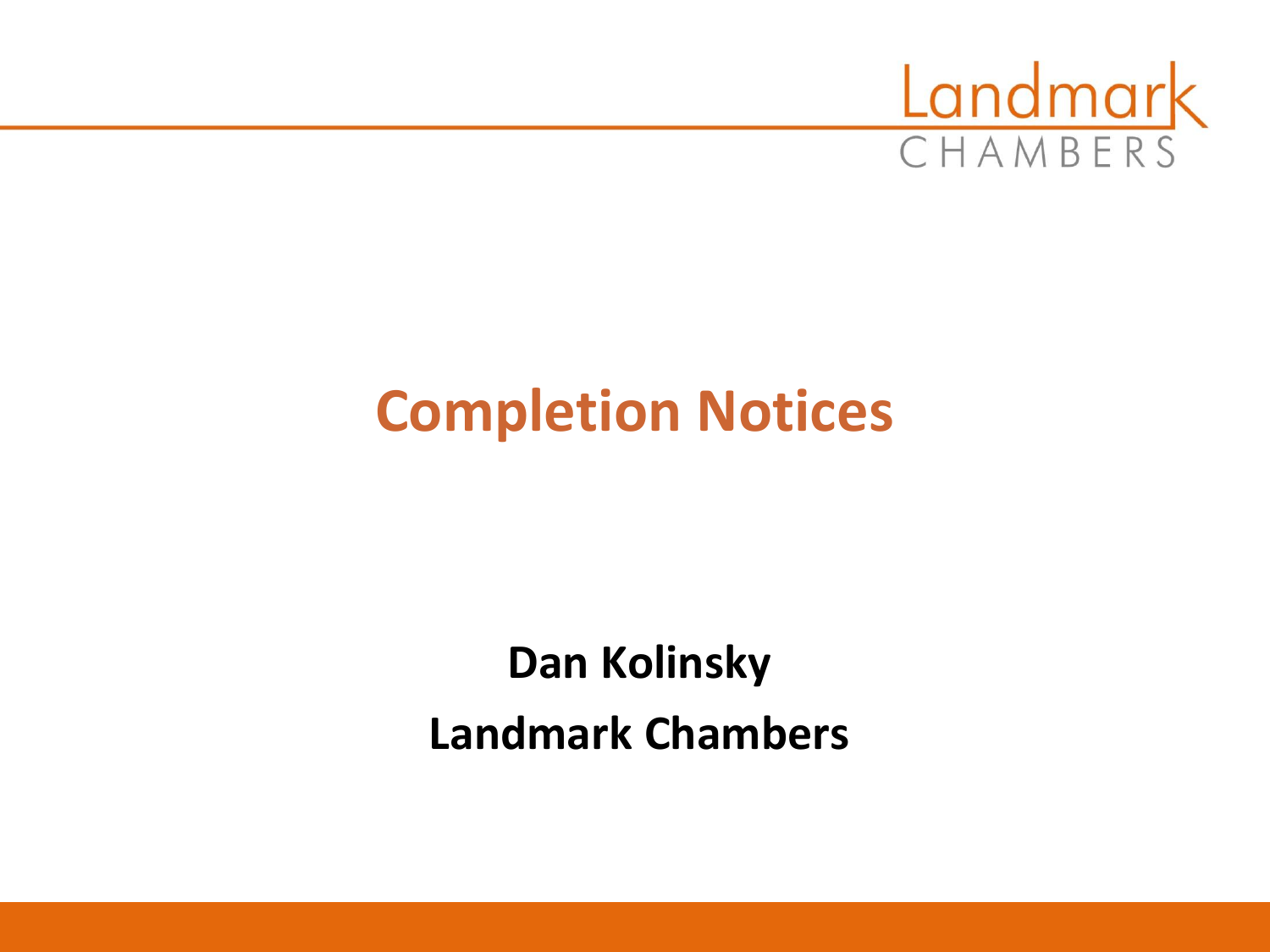# Completion Notices

**Dan Kolinsky**

**Landmark Chambers**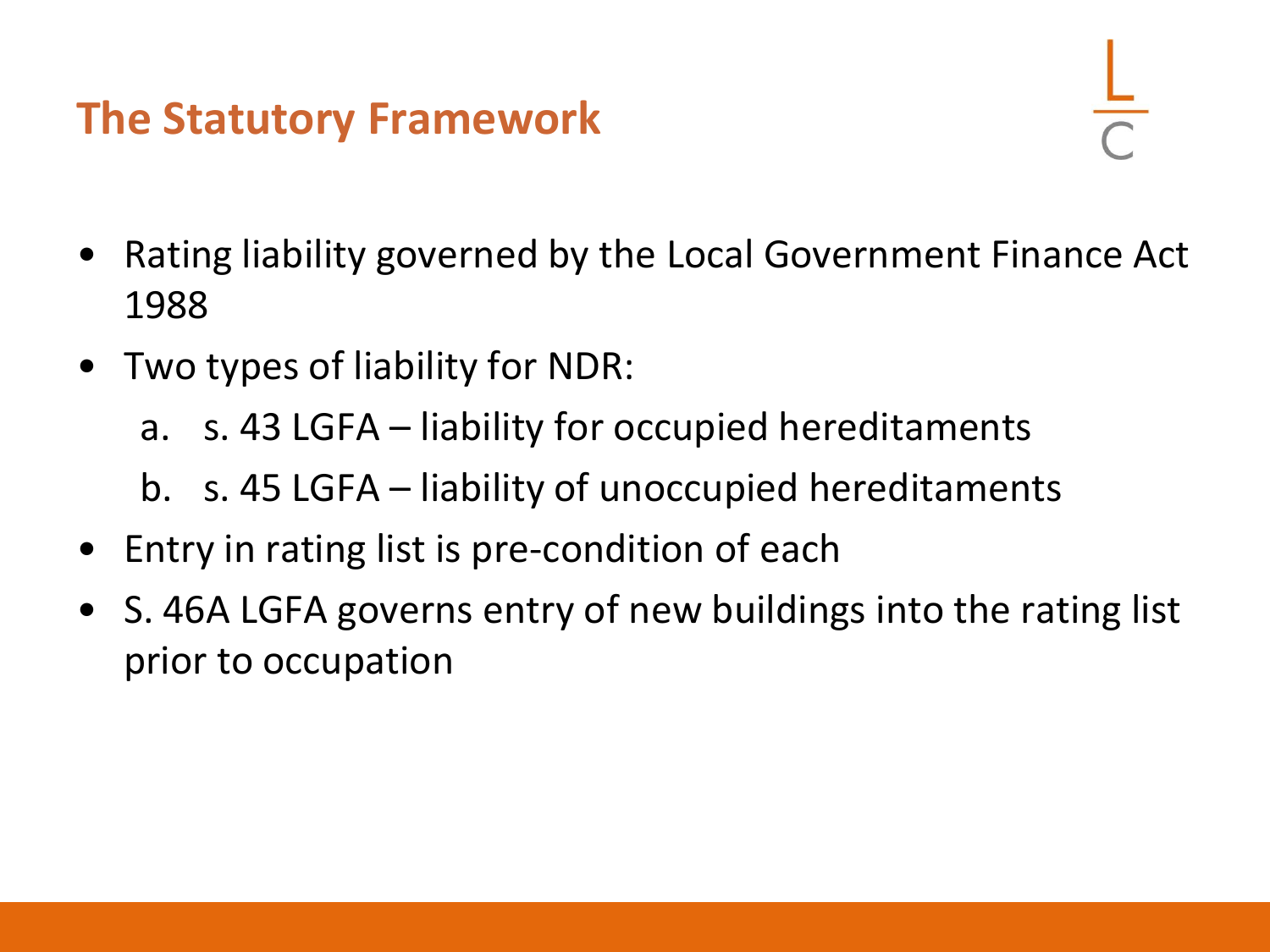## The Statutory Framework

- Rating liability governed by the Local Government Finance Act 1988
- Two types of liability for NDR:
  a. s. 43 LGFA – liability for occupied hereditaments
  b. s. 45 LGFA – liability of unoccupied hereditaments
- Entry in rating list is pre-condition of each
- S. 46A LGFA governs entry of new buildings into the rating list prior to occupation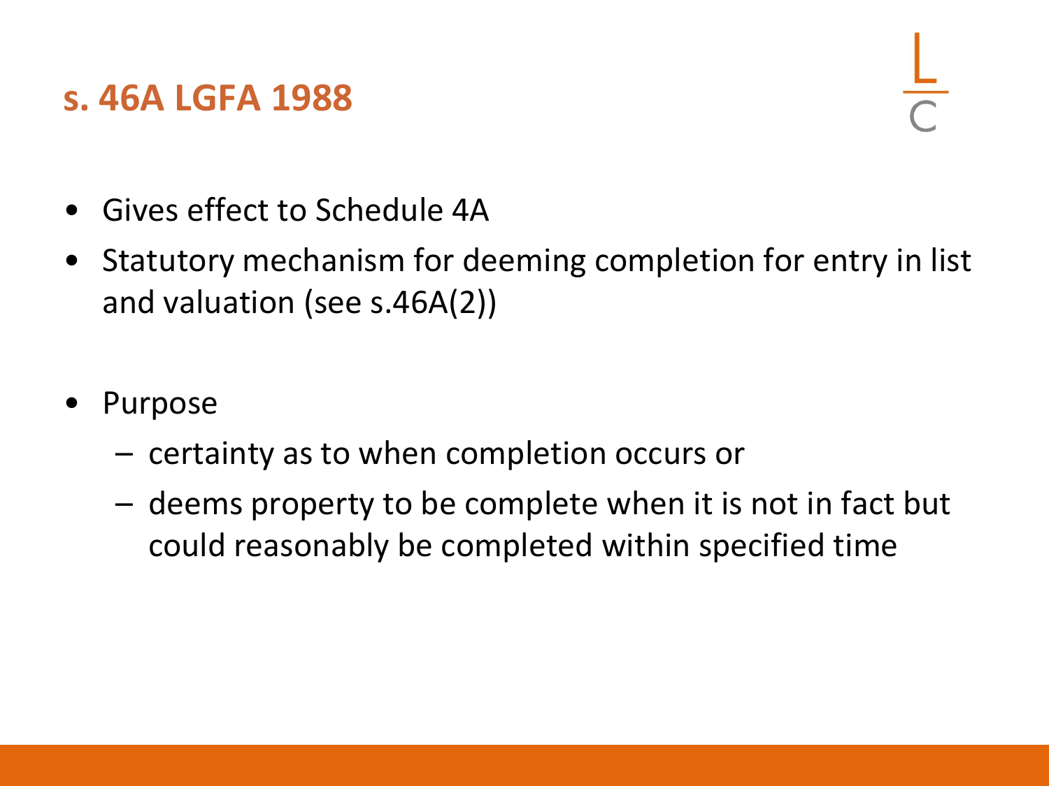# s. 46A LGFA 1988

- Gives effect to Schedule 4A
- Statutory mechanism for deeming completion for entry in list and valuation (see s.46A(2))

- Purpose
  - certainty as to when completion occurs or
  - deems property to be complete when it is not in fact but could reasonably be completed within specified time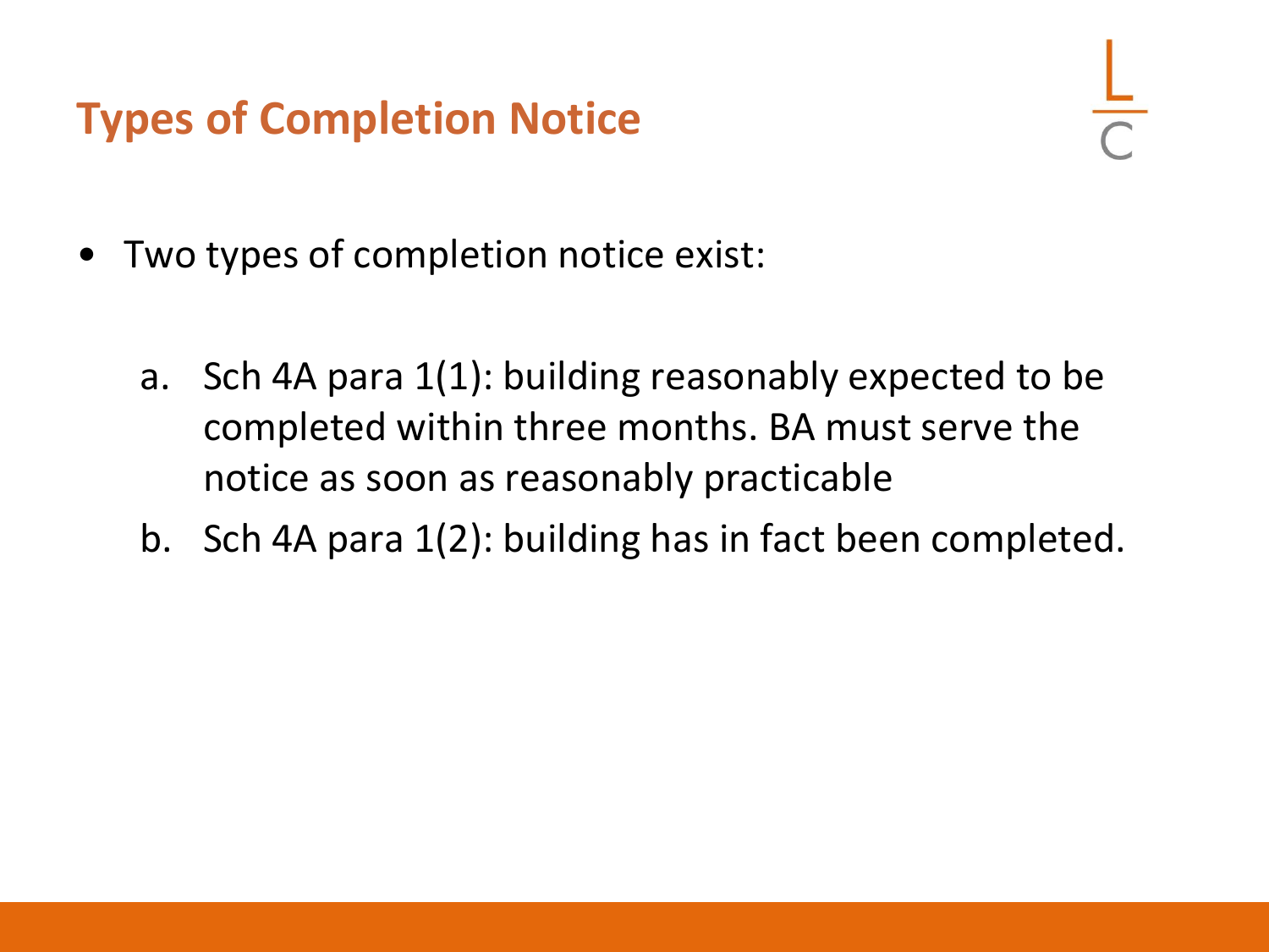## Types of Completion Notice

- Two types of completion notice exist:

  a. Sch 4A para 1(1): building reasonably expected to be completed within three months. BA must serve the notice as soon as reasonably practicable

  b. Sch 4A para 1(2): building has in fact been completed.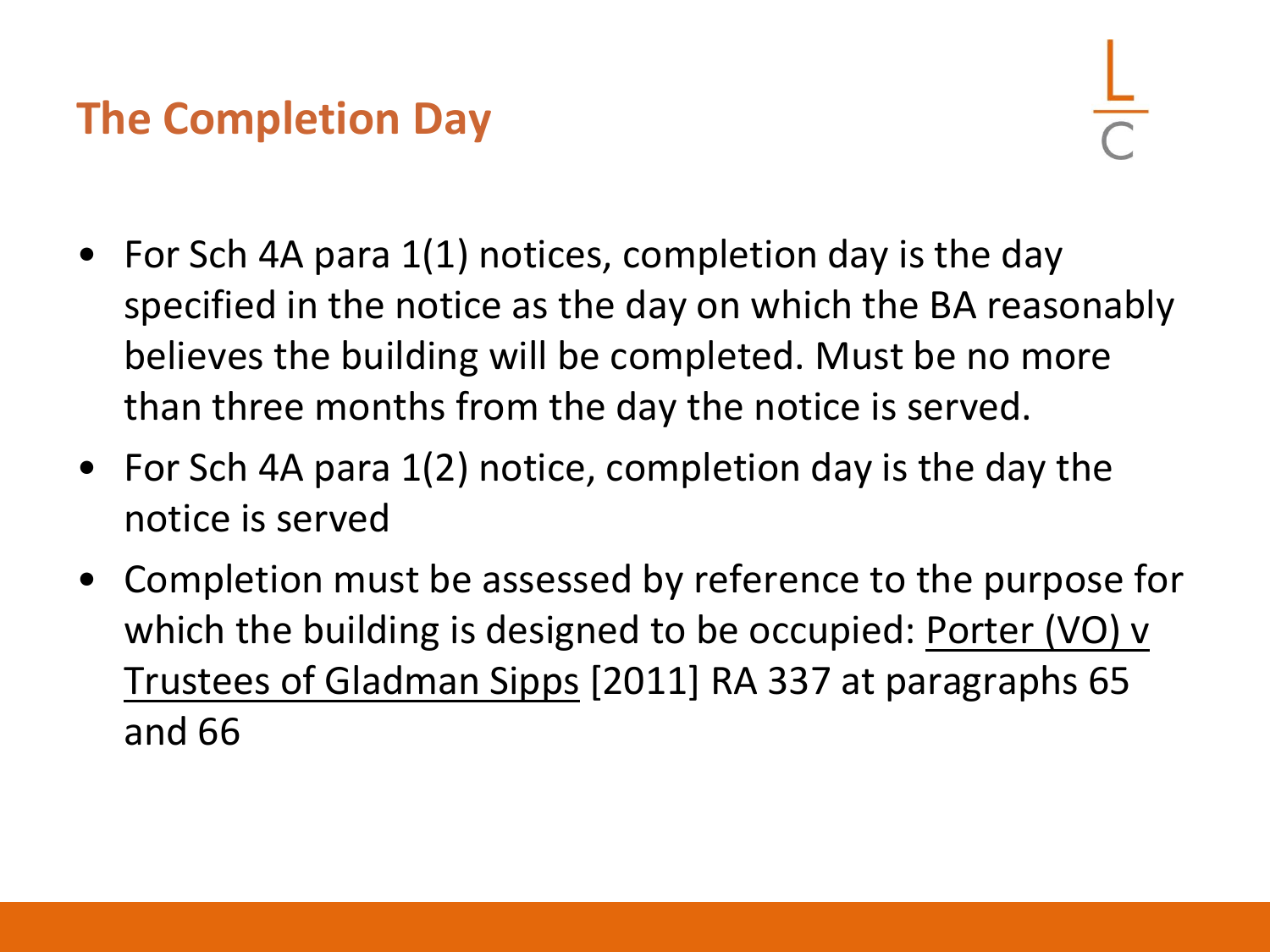## The Completion Day

- For Sch 4A para 1(1) notices, completion day is the day specified in the notice as the day on which the BA reasonably believes the building will be completed. Must be no more than three months from the day the notice is served.
- For Sch 4A para 1(2) notice, completion day is the day the notice is served
- Completion must be assessed by reference to the purpose for which the building is designed to be occupied: Porter (VO) v Trustees of Gladman Sipps [2011] RA 337 at paragraphs 65 and 66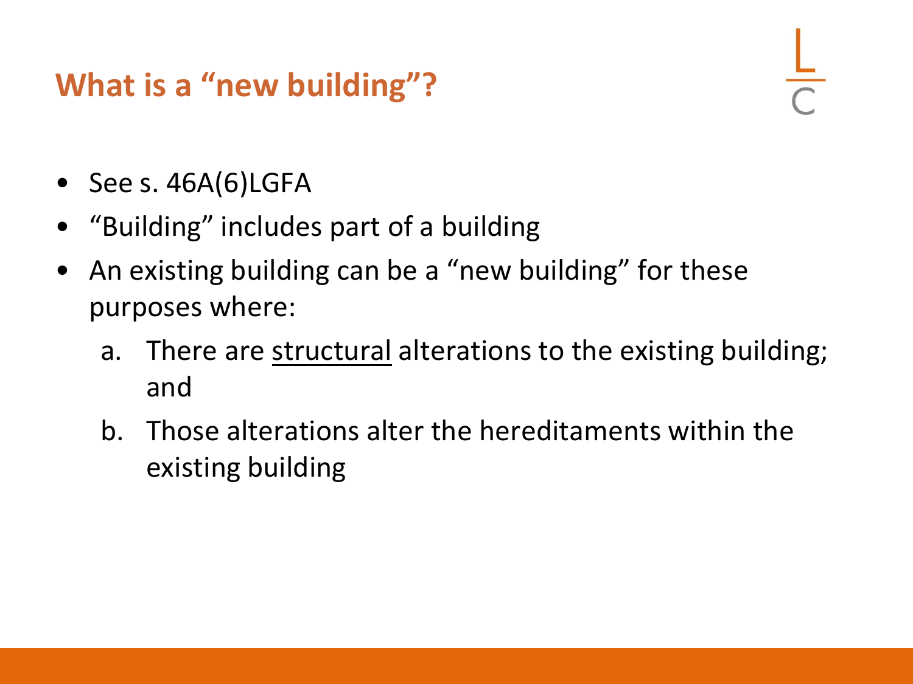## What is a "new building"?

- See s. 46A(6)LGFA
- "Building" includes part of a building
- An existing building can be a "new building" for these purposes where:
  a. There are <u>structural</u> alterations to the existing building; and
  b. Those alterations alter the hereditaments within the existing building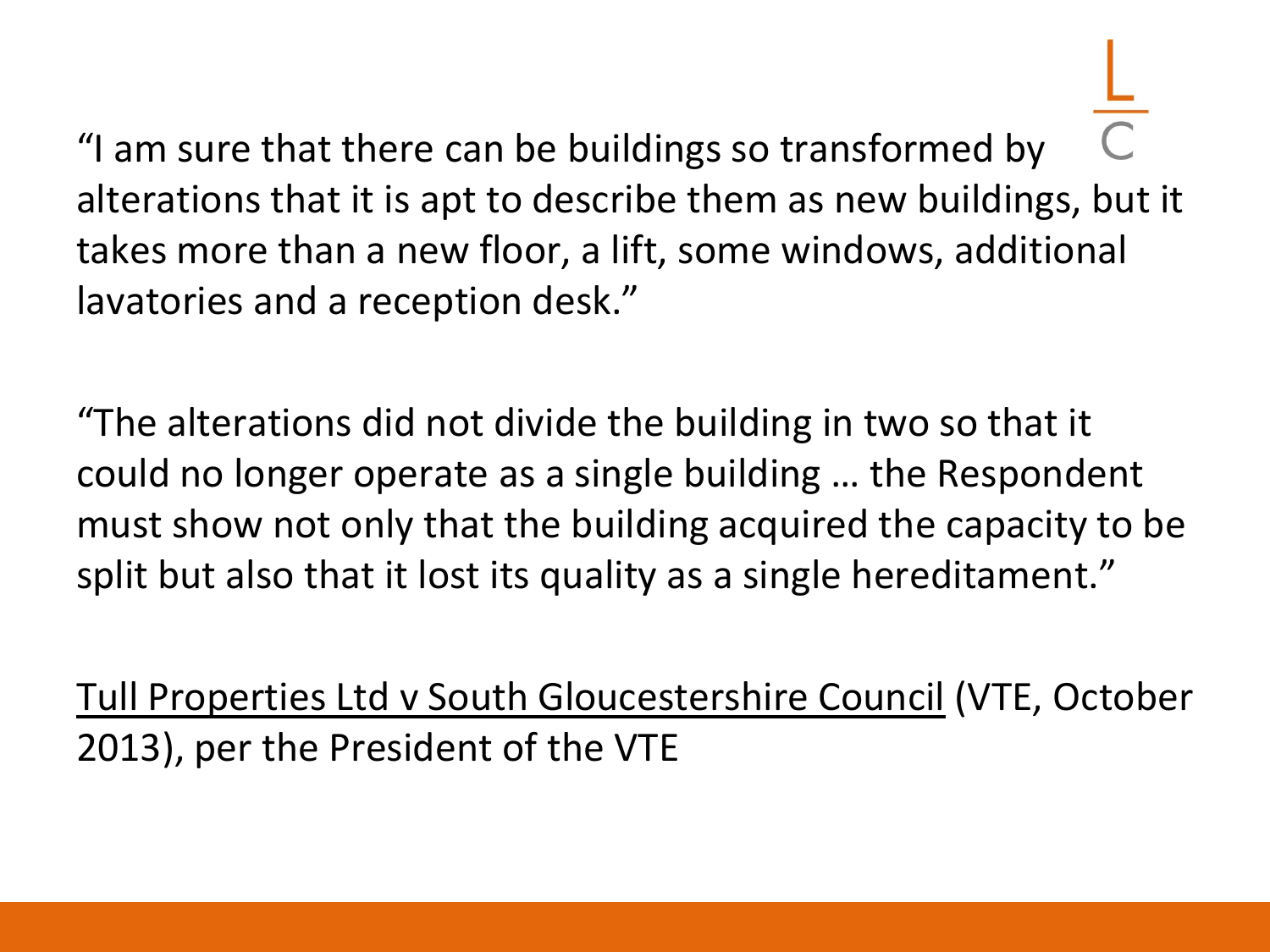"I am sure that there can be buildings so transformed by alterations that it is apt to describe them as new buildings, but it takes more than a new floor, a lift, some windows, additional lavatories and a reception desk."

"The alterations did not divide the building in two so that it could no longer operate as a single building … the Respondent must show not only that the building acquired the capacity to be split but also that it lost its quality as a single hereditament."

Tull Properties Ltd v South Gloucestershire Council (VTE, October 2013), per the President of the VTE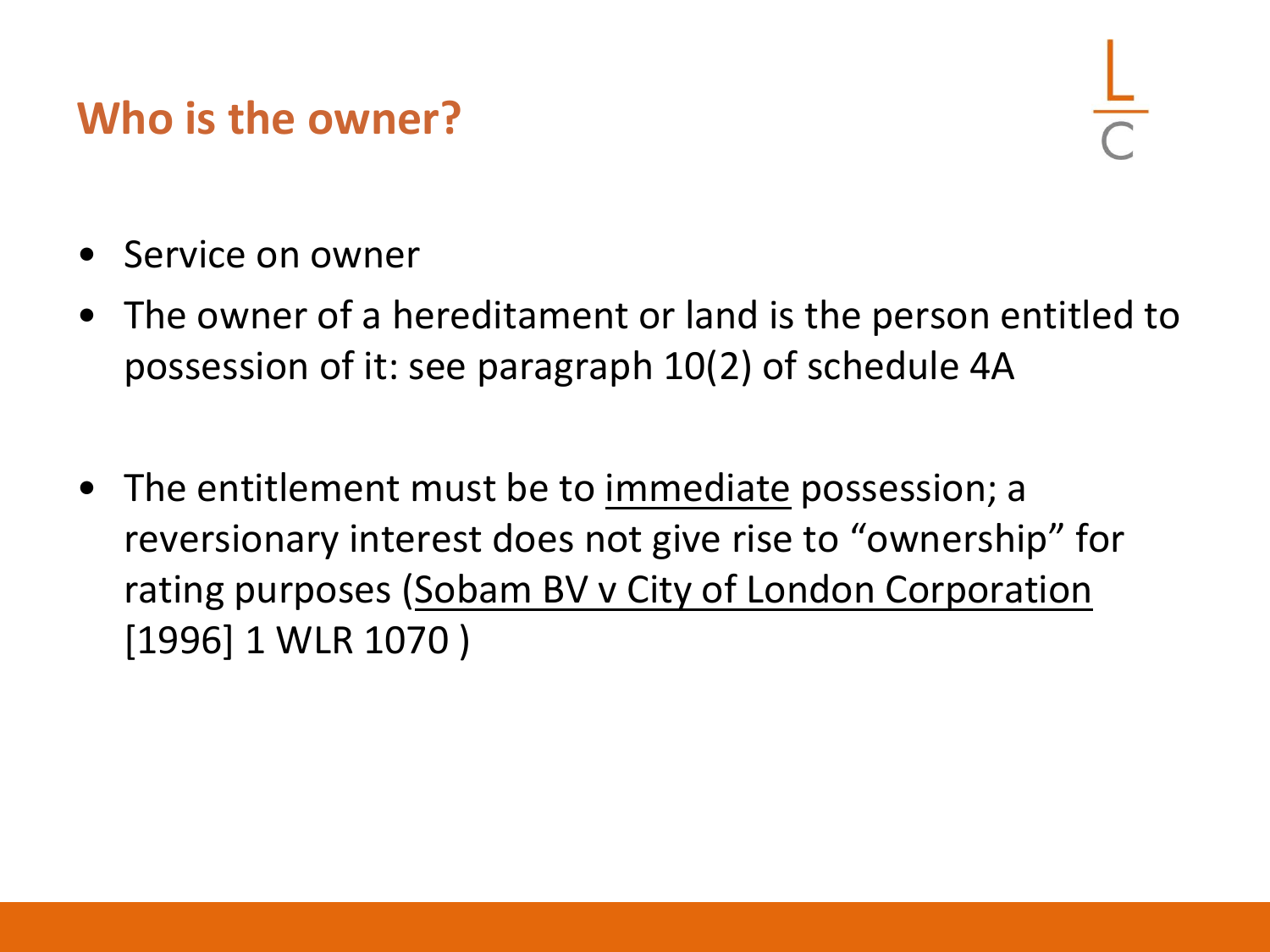# Who is the owner?

- Service on owner
- The owner of a hereditament or land is the person entitled to possession of it: see paragraph 10(2) of schedule 4A
- The entitlement must be to <u>immediate</u> possession; a reversionary interest does not give rise to "ownership" for rating purposes (<u>Sobam BV v City of London Corporation</u> [1996] 1 WLR 1070 )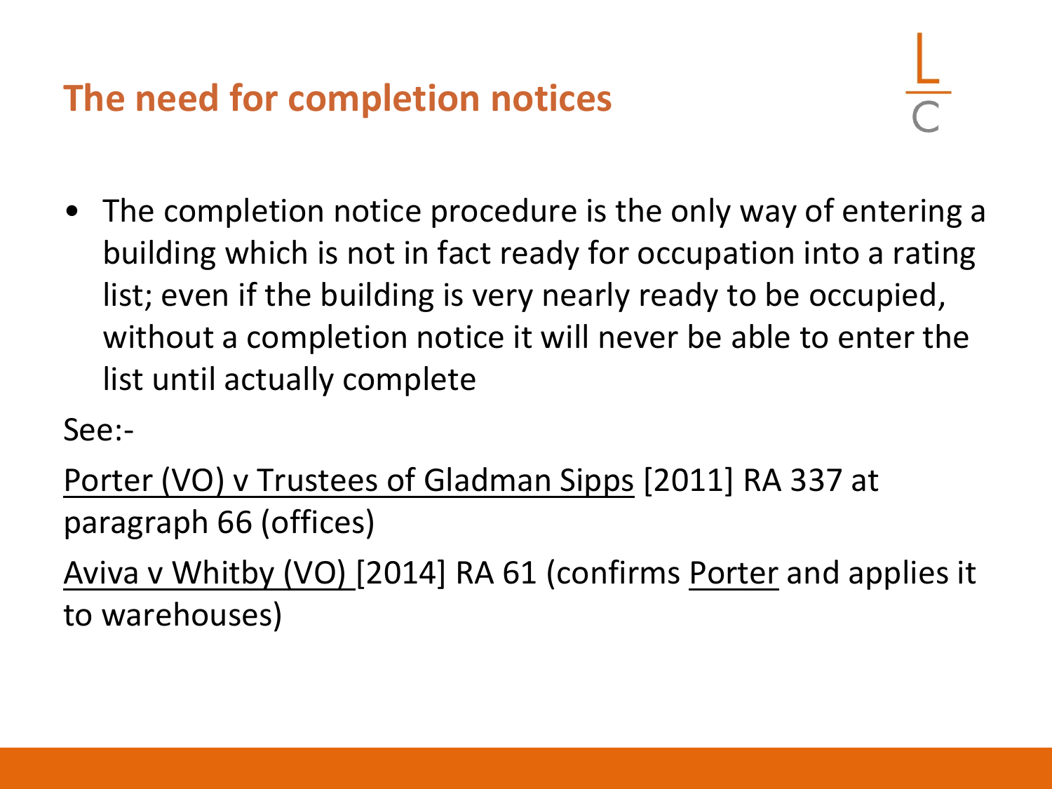## The need for completion notices

- The completion notice procedure is the only way of entering a building which is not in fact ready for occupation into a rating list; even if the building is very nearly ready to be occupied, without a completion notice it will never be able to enter the list until actually complete

See:-

Porter (VO) v Trustees of Gladman Sipps [2011] RA 337 at paragraph 66 (offices)

Aviva v Whitby (VO) [2014] RA 61 (confirms Porter and applies it to warehouses)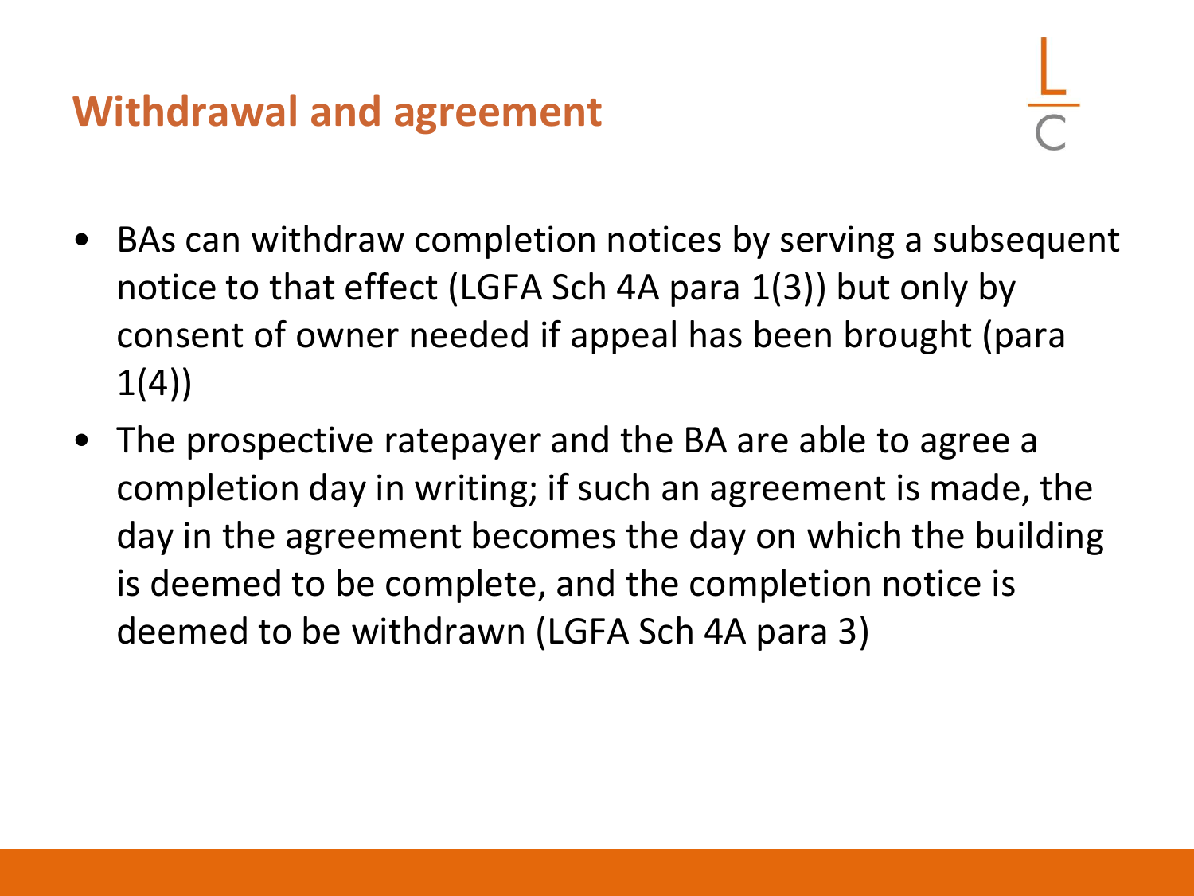## Withdrawal and agreement

- BAs can withdraw completion notices by serving a subsequent notice to that effect (LGFA Sch 4A para 1(3)) but only by consent of owner needed if appeal has been brought (para 1(4))
- The prospective ratepayer and the BA are able to agree a completion day in writing; if such an agreement is made, the day in the agreement becomes the day on which the building is deemed to be complete, and the completion notice is deemed to be withdrawn (LGFA Sch 4A para 3)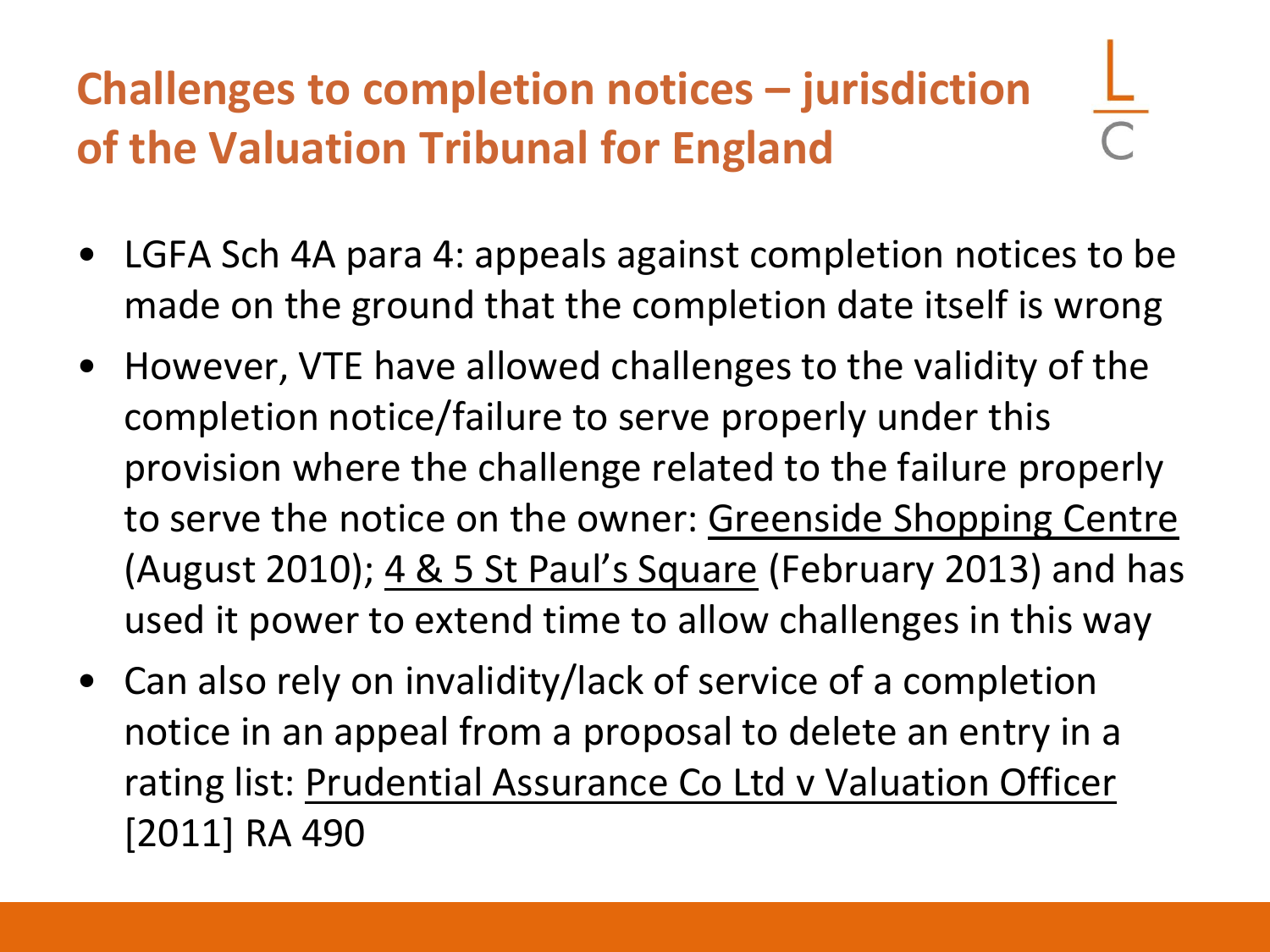# Challenges to completion notices – jurisdiction of the Valuation Tribunal for England

- LGFA Sch 4A para 4: appeals against completion notices to be made on the ground that the completion date itself is wrong
- However, VTE have allowed challenges to the validity of the completion notice/failure to serve properly under this provision where the challenge related to the failure properly to serve the notice on the owner: Greenside Shopping Centre (August 2010); 4 & 5 St Paul's Square (February 2013) and has used it power to extend time to allow challenges in this way
- Can also rely on invalidity/lack of service of a completion notice in an appeal from a proposal to delete an entry in a rating list: Prudential Assurance Co Ltd v Valuation Officer [2011] RA 490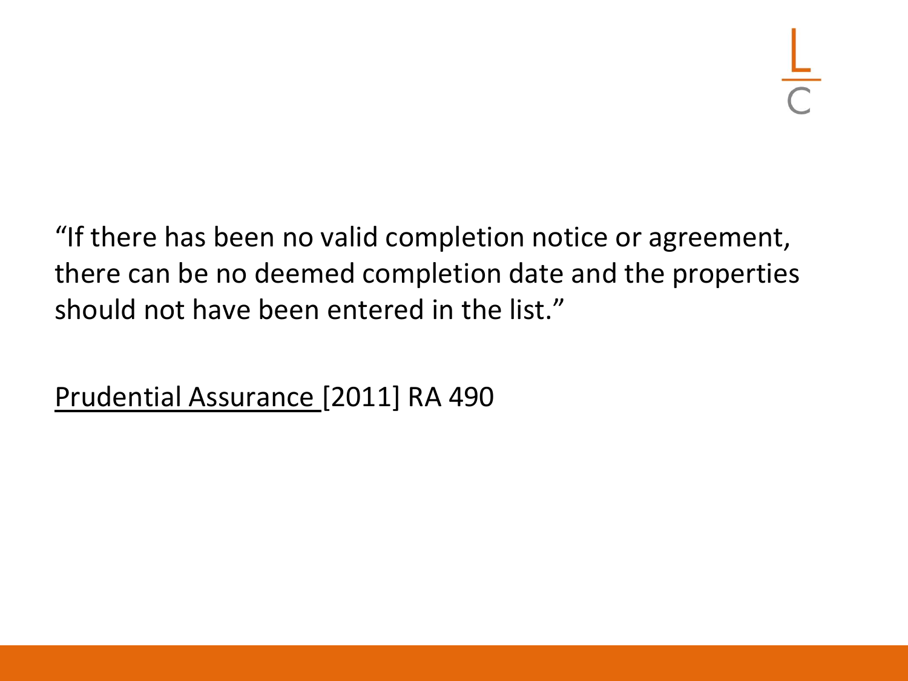"If there has been no valid completion notice or agreement, there can be no deemed completion date and the properties should not have been entered in the list."

<u>Prudential Assurance</u> [2011] RA 490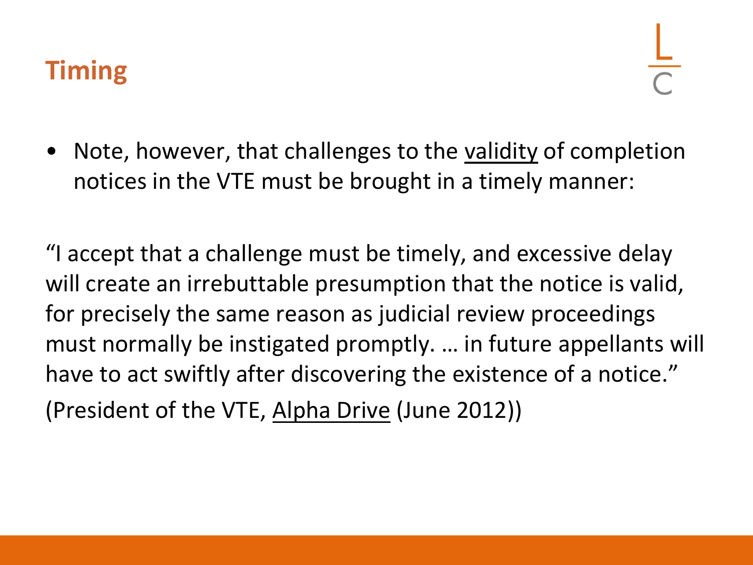## Timing

- Note, however, that challenges to the validity of completion notices in the VTE must be brought in a timely manner:

"I accept that a challenge must be timely, and excessive delay will create an irrebuttable presumption that the notice is valid, for precisely the same reason as judicial review proceedings must normally be instigated promptly. … in future appellants will have to act swiftly after discovering the existence of a notice."
(President of the VTE, Alpha Drive (June 2012))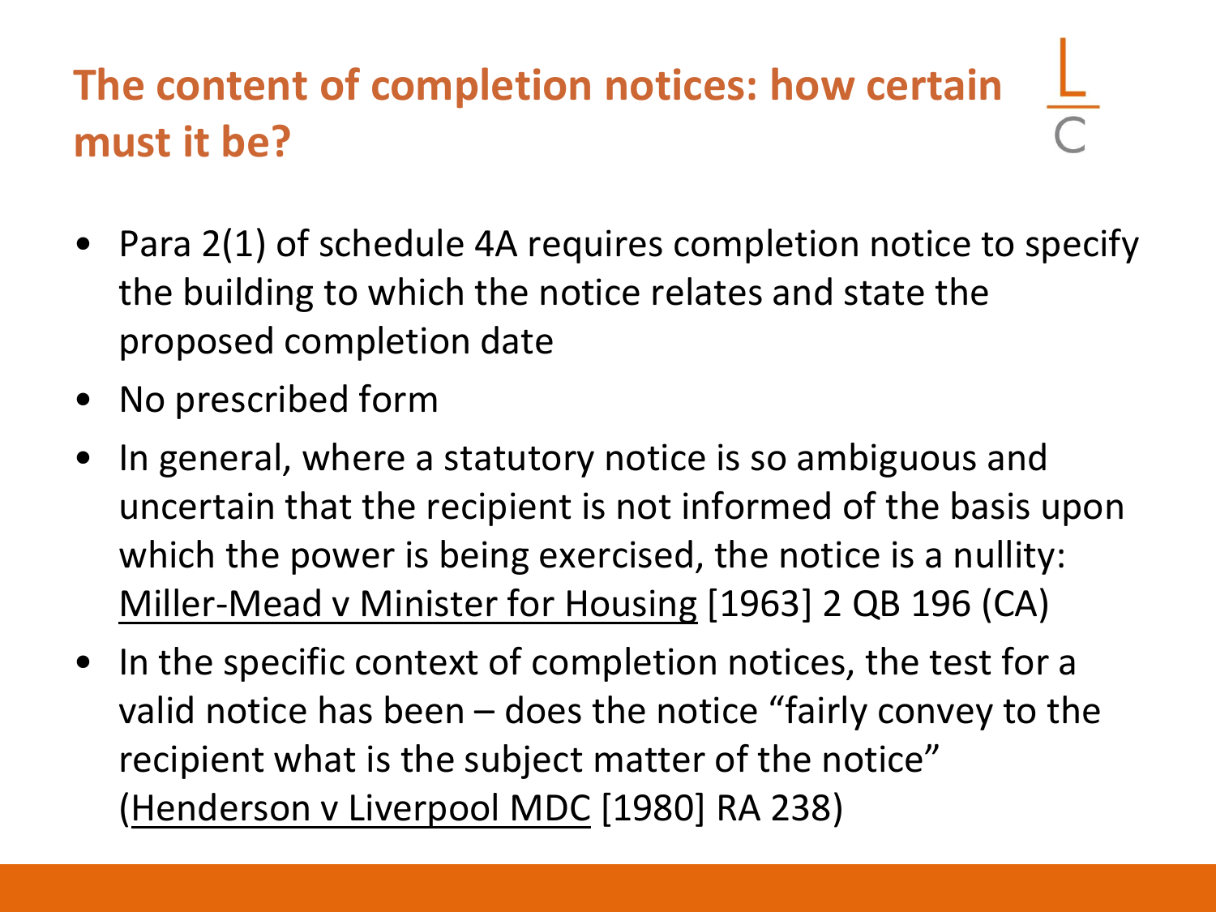# The content of completion notices: how certain must it be?

- Para 2(1) of schedule 4A requires completion notice to specify the building to which the notice relates and state the proposed completion date
- No prescribed form
- In general, where a statutory notice is so ambiguous and uncertain that the recipient is not informed of the basis upon which the power is being exercised, the notice is a nullity: Miller-Mead v Minister for Housing [1963] 2 QB 196 (CA)
- In the specific context of completion notices, the test for a valid notice has been – does the notice "fairly convey to the recipient what is the subject matter of the notice" (Henderson v Liverpool MDC [1980] RA 238)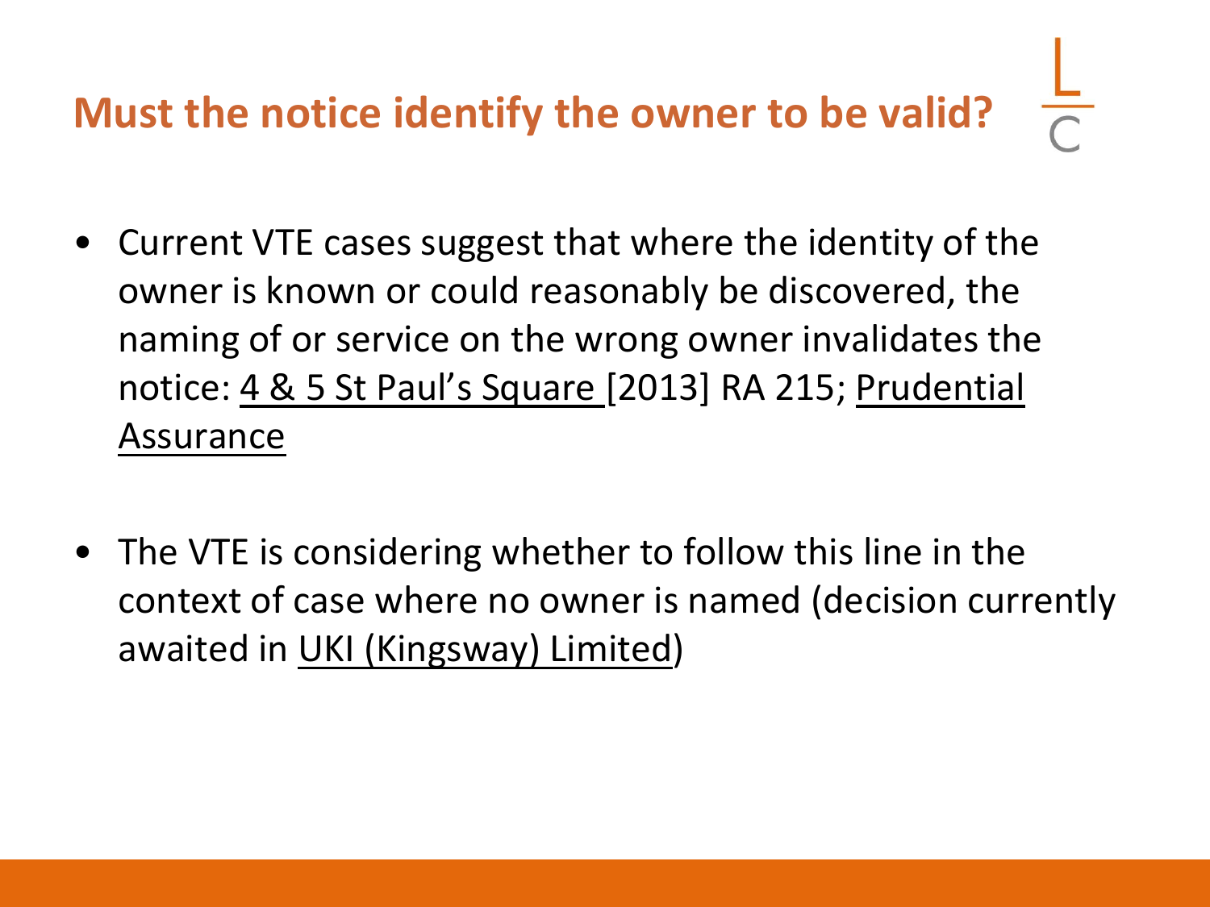# Must the notice identify the owner to be valid?

- Current VTE cases suggest that where the identity of the owner is known or could reasonably be discovered, the naming of or service on the wrong owner invalidates the notice: <u>4 & 5 St Paul's Square</u> [2013] RA 215; <u>Prudential Assurance</u>

- The VTE is considering whether to follow this line in the context of case where no owner is named (decision currently awaited in <u>UKI (Kingsway) Limited</u>)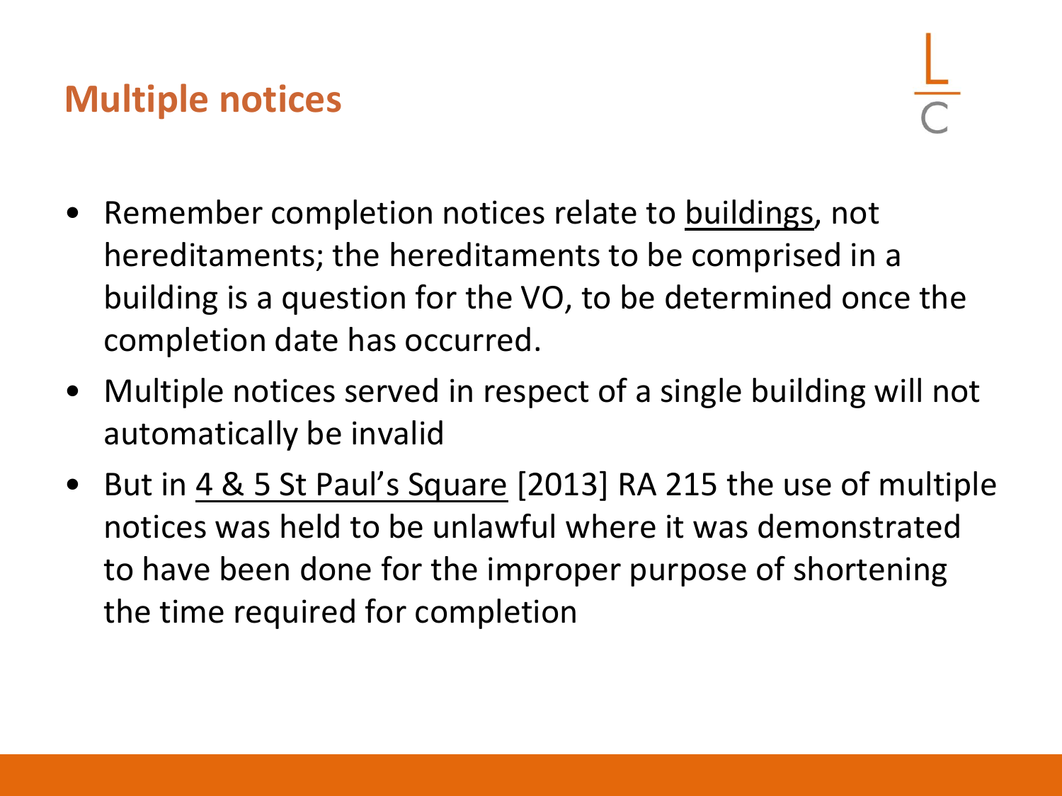# Multiple notices

- Remember completion notices relate to <u>buildings</u>, not hereditaments; the hereditaments to be comprised in a building is a question for the VO, to be determined once the completion date has occurred.
- Multiple notices served in respect of a single building will not automatically be invalid
- But in <u>4 & 5 St Paul's Square</u> [2013] RA 215 the use of multiple notices was held to be unlawful where it was demonstrated to have been done for the improper purpose of shortening the time required for completion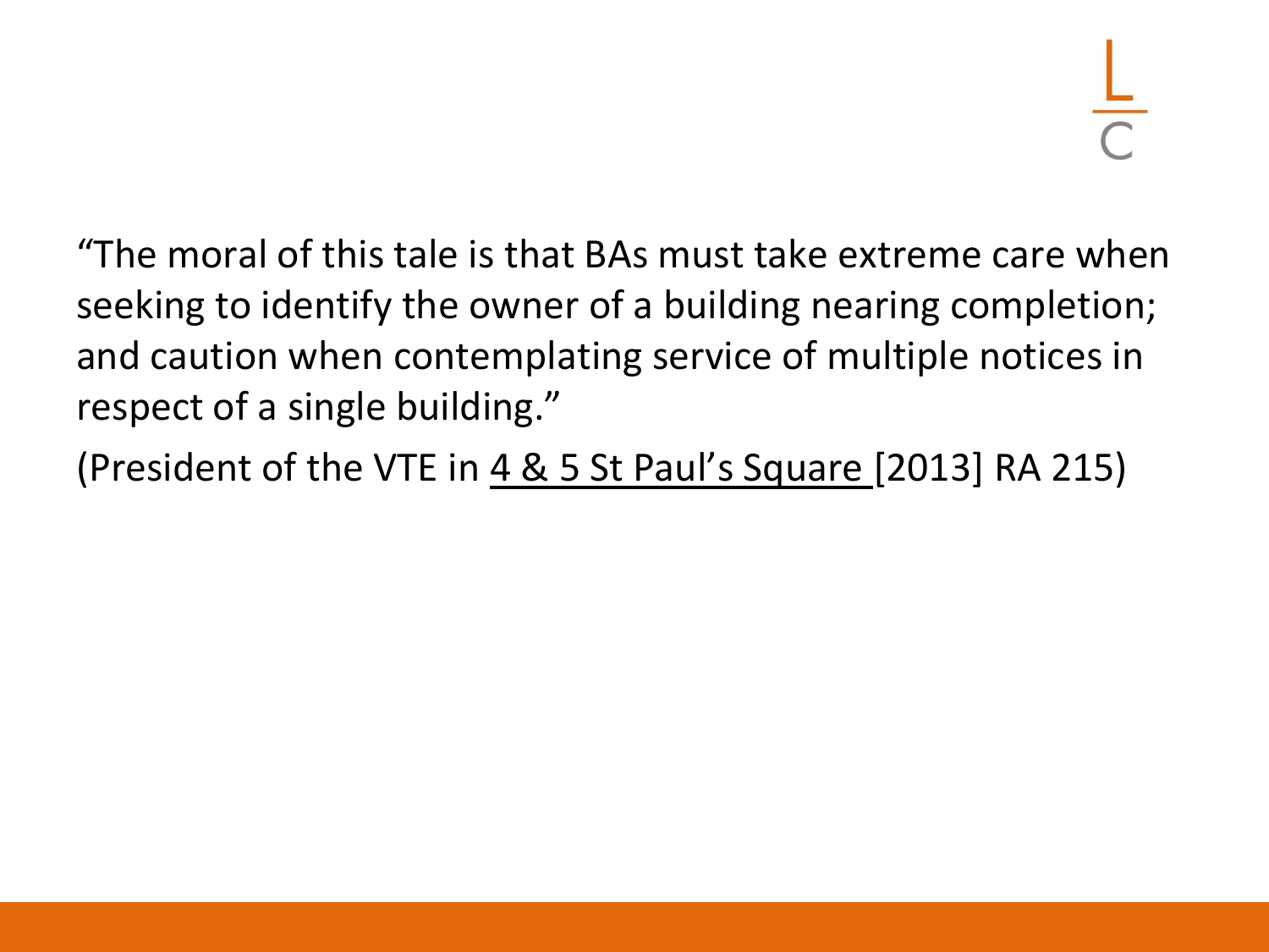"The moral of this tale is that BAs must take extreme care when seeking to identify the owner of a building nearing completion; and caution when contemplating service of multiple notices in respect of a single building."

(President of the VTE in 4 & 5 St Paul's Square [2013] RA 215)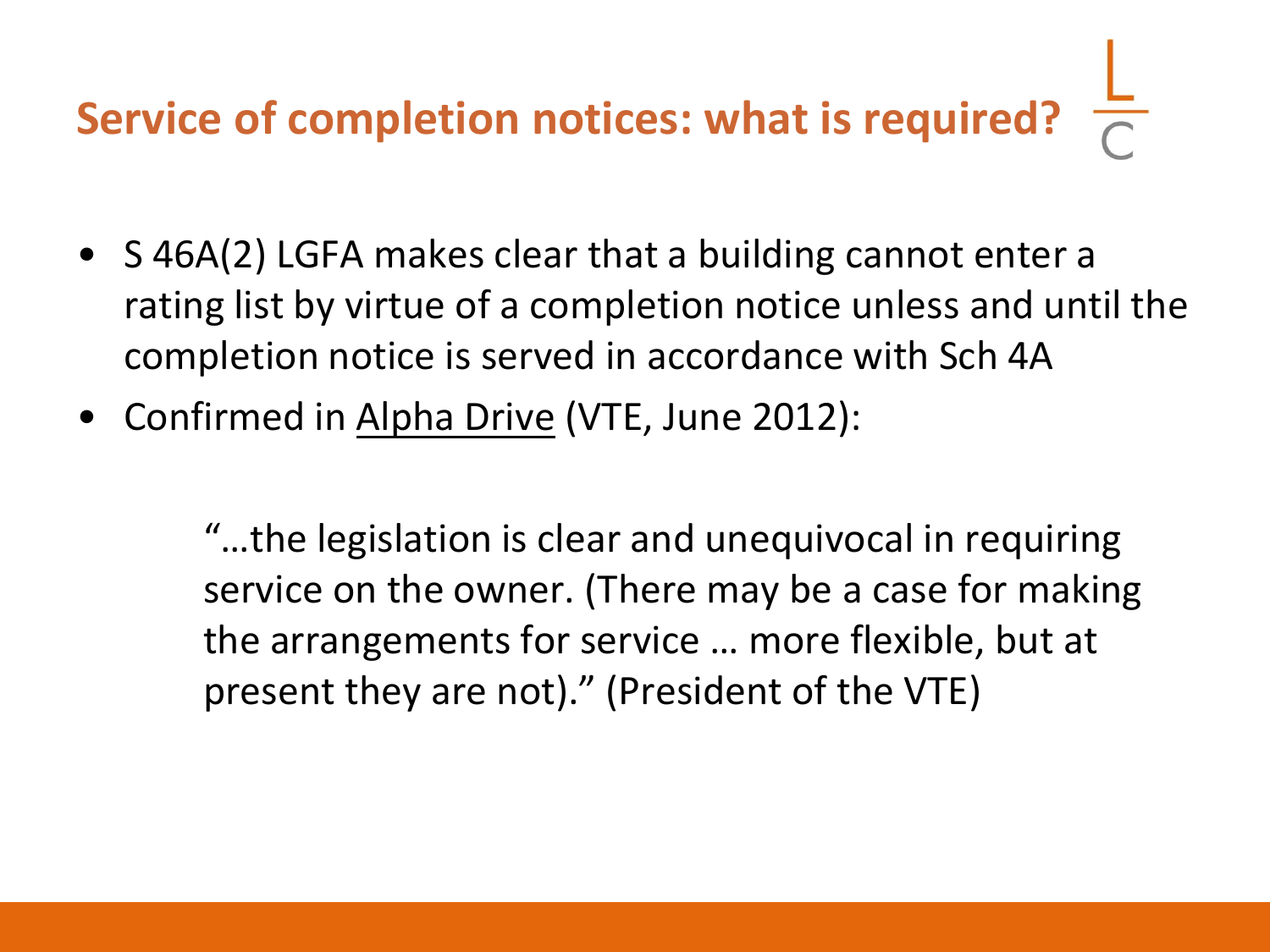# Service of completion notices: what is required?

- S 46A(2) LGFA makes clear that a building cannot enter a rating list by virtue of a completion notice unless and until the completion notice is served in accordance with Sch 4A
- Confirmed in Alpha Drive (VTE, June 2012):

> "…the legislation is clear and unequivocal in requiring service on the owner. (There may be a case for making the arrangements for service … more flexible, but at present they are not)." (President of the VTE)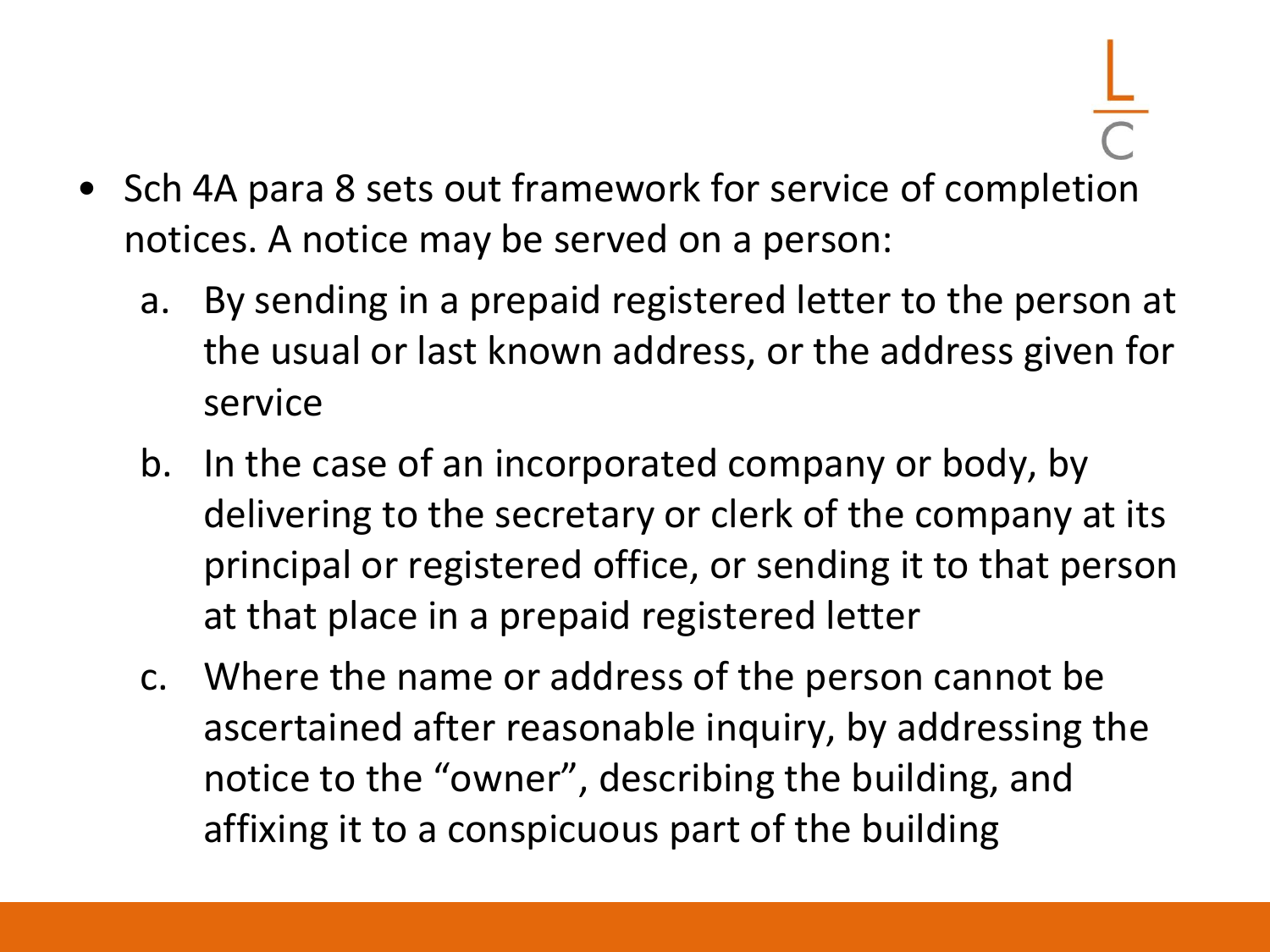- Sch 4A para 8 sets out framework for service of completion notices. A notice may be served on a person:
    a. By sending in a prepaid registered letter to the person at the usual or last known address, or the address given for service
    b. In the case of an incorporated company or body, by delivering to the secretary or clerk of the company at its principal or registered office, or sending it to that person at that place in a prepaid registered letter
    c. Where the name or address of the person cannot be ascertained after reasonable inquiry, by addressing the notice to the "owner", describing the building, and affixing it to a conspicuous part of the building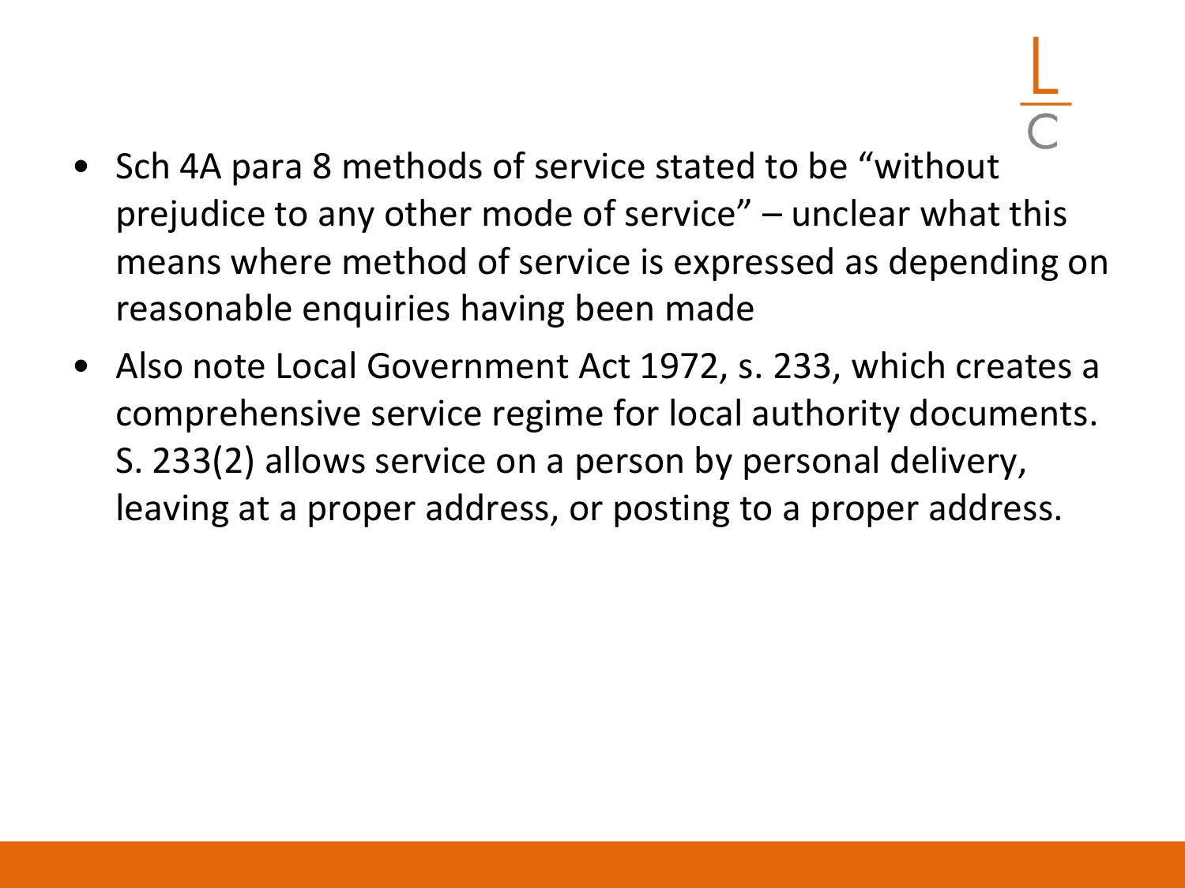- Sch 4A para 8 methods of service stated to be "without prejudice to any other mode of service" – unclear what this means where method of service is expressed as depending on reasonable enquiries having been made
- Also note Local Government Act 1972, s. 233, which creates a comprehensive service regime for local authority documents. S. 233(2) allows service on a person by personal delivery, leaving at a proper address, or posting to a proper address.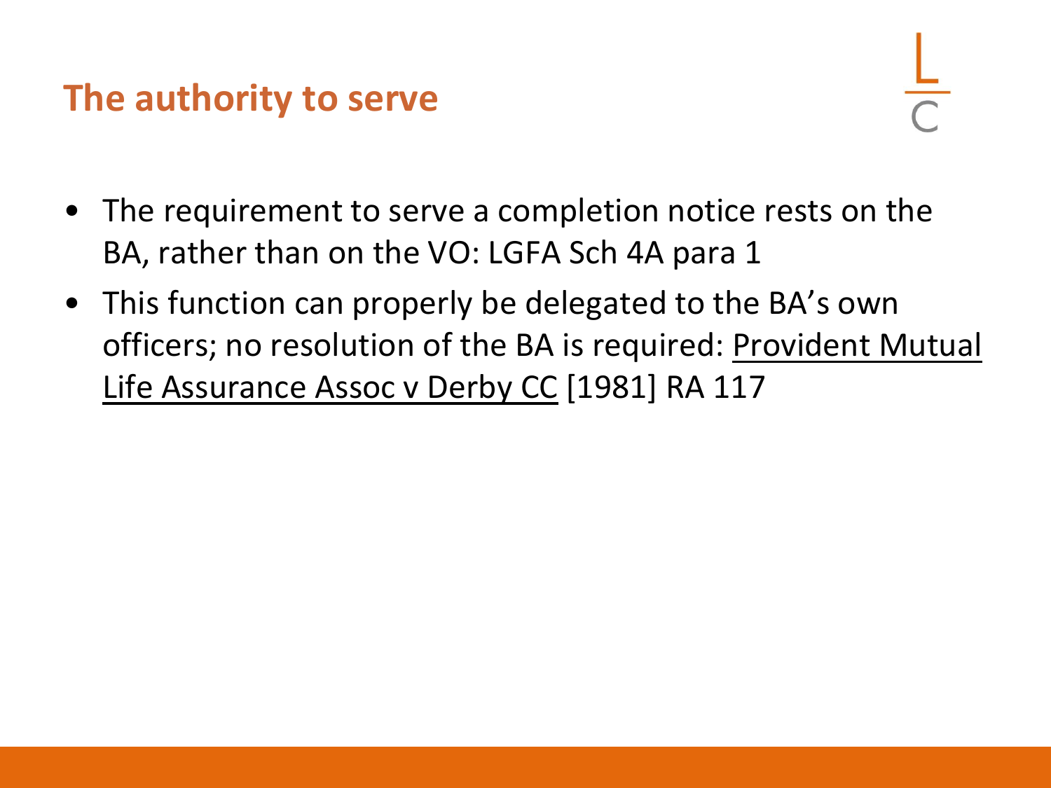## The authority to serve

- The requirement to serve a completion notice rests on the BA, rather than on the VO: LGFA Sch 4A para 1
- This function can properly be delegated to the BA's own officers; no resolution of the BA is required: Provident Mutual Life Assurance Assoc v Derby CC [1981] RA 117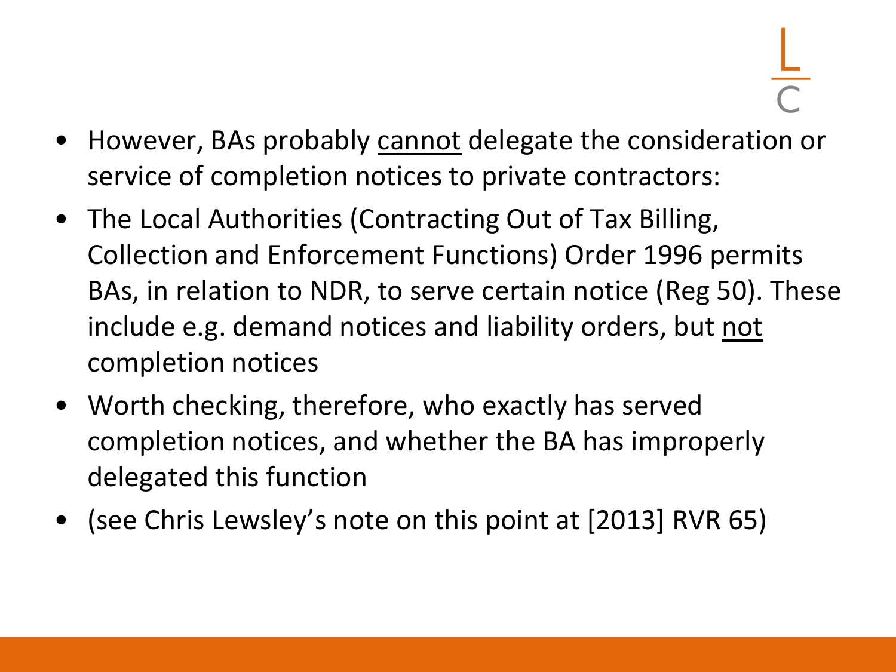- However, BAs probably <u>cannot</u> delegate the consideration or service of completion notices to private contractors:
- The Local Authorities (Contracting Out of Tax Billing, Collection and Enforcement Functions) Order 1996 permits BAs, in relation to NDR, to serve certain notice (Reg 50). These include e.g. demand notices and liability orders, but <u>not</u> completion notices
- Worth checking, therefore, who exactly has served completion notices, and whether the BA has improperly delegated this function
- (see Chris Lewsley's note on this point at [2013] RVR 65)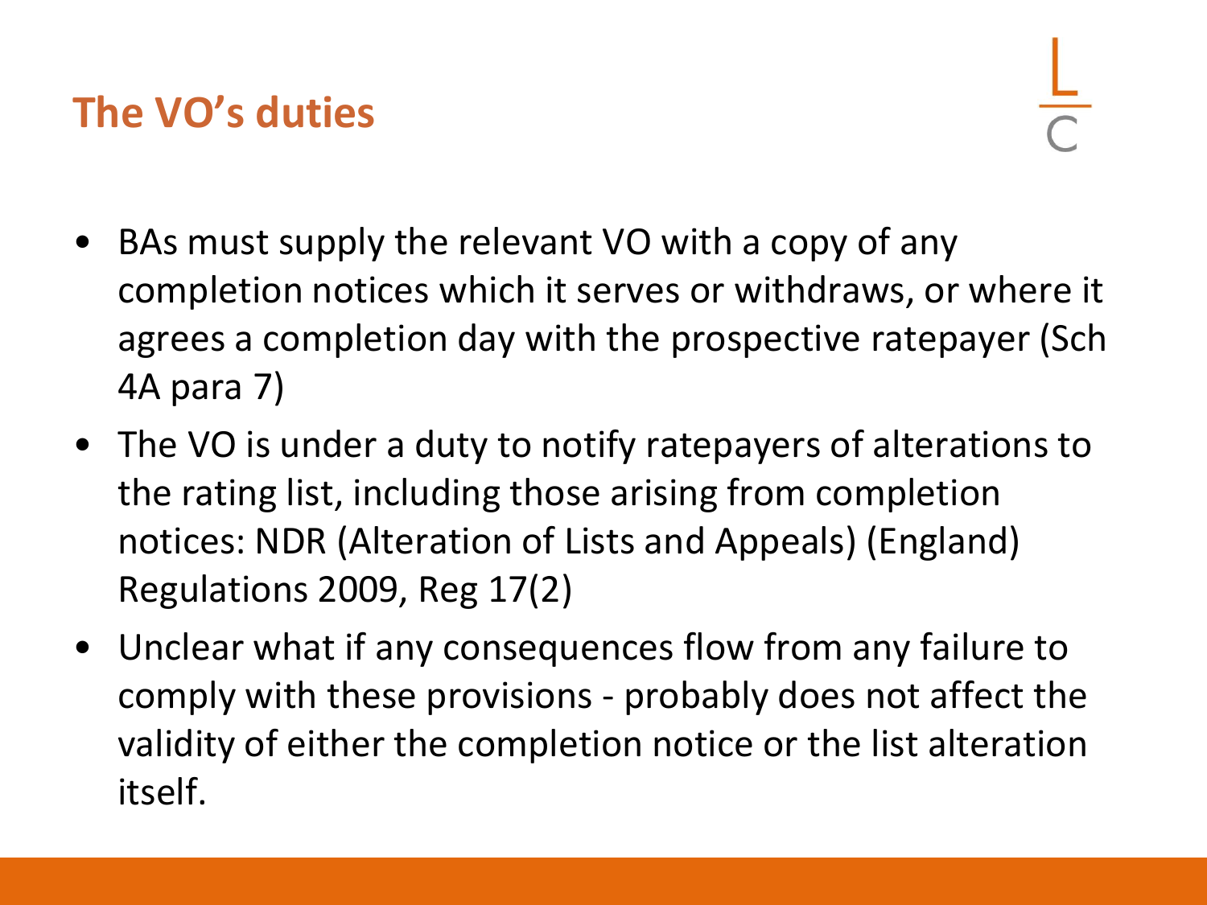## The VO's duties

- BAs must supply the relevant VO with a copy of any completion notices which it serves or withdraws, or where it agrees a completion day with the prospective ratepayer (Sch 4A para 7)
- The VO is under a duty to notify ratepayers of alterations to the rating list, including those arising from completion notices: NDR (Alteration of Lists and Appeals) (England) Regulations 2009, Reg 17(2)
- Unclear what if any consequences flow from any failure to comply with these provisions - probably does not affect the validity of either the completion notice or the list alteration itself.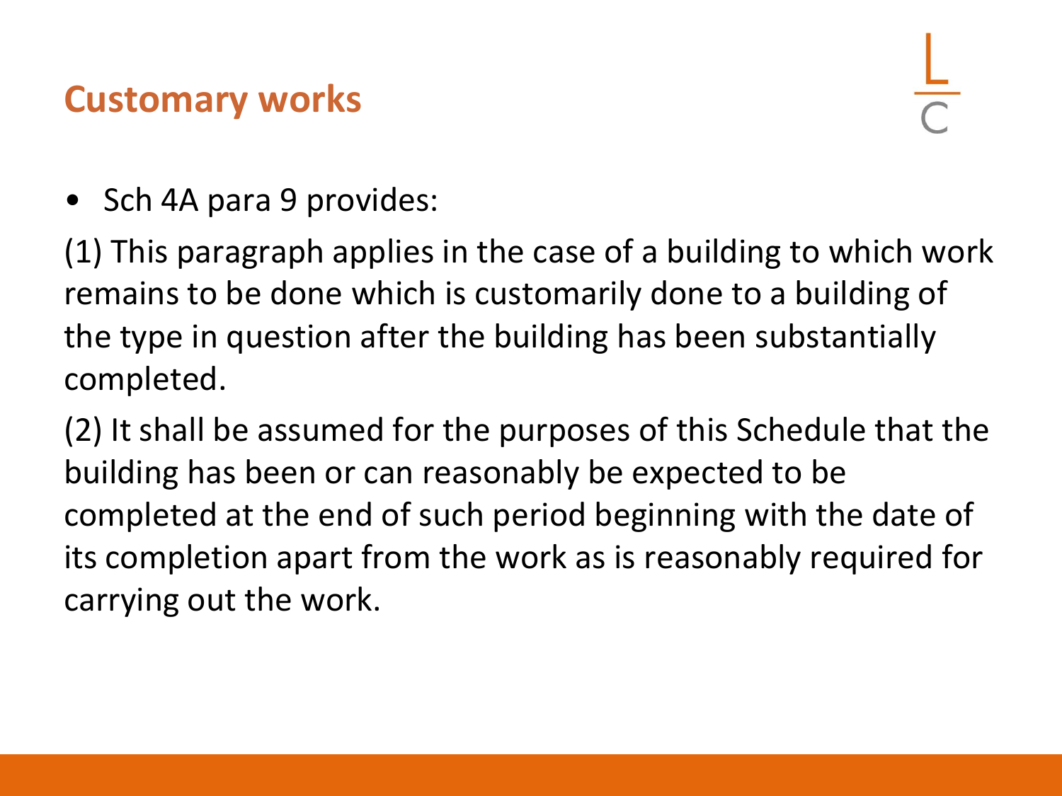## Customary works

- Sch 4A para 9 provides:

(1) This paragraph applies in the case of a building to which work remains to be done which is customarily done to a building of the type in question after the building has been substantially completed.

(2) It shall be assumed for the purposes of this Schedule that the building has been or can reasonably be expected to be completed at the end of such period beginning with the date of its completion apart from the work as is reasonably required for carrying out the work.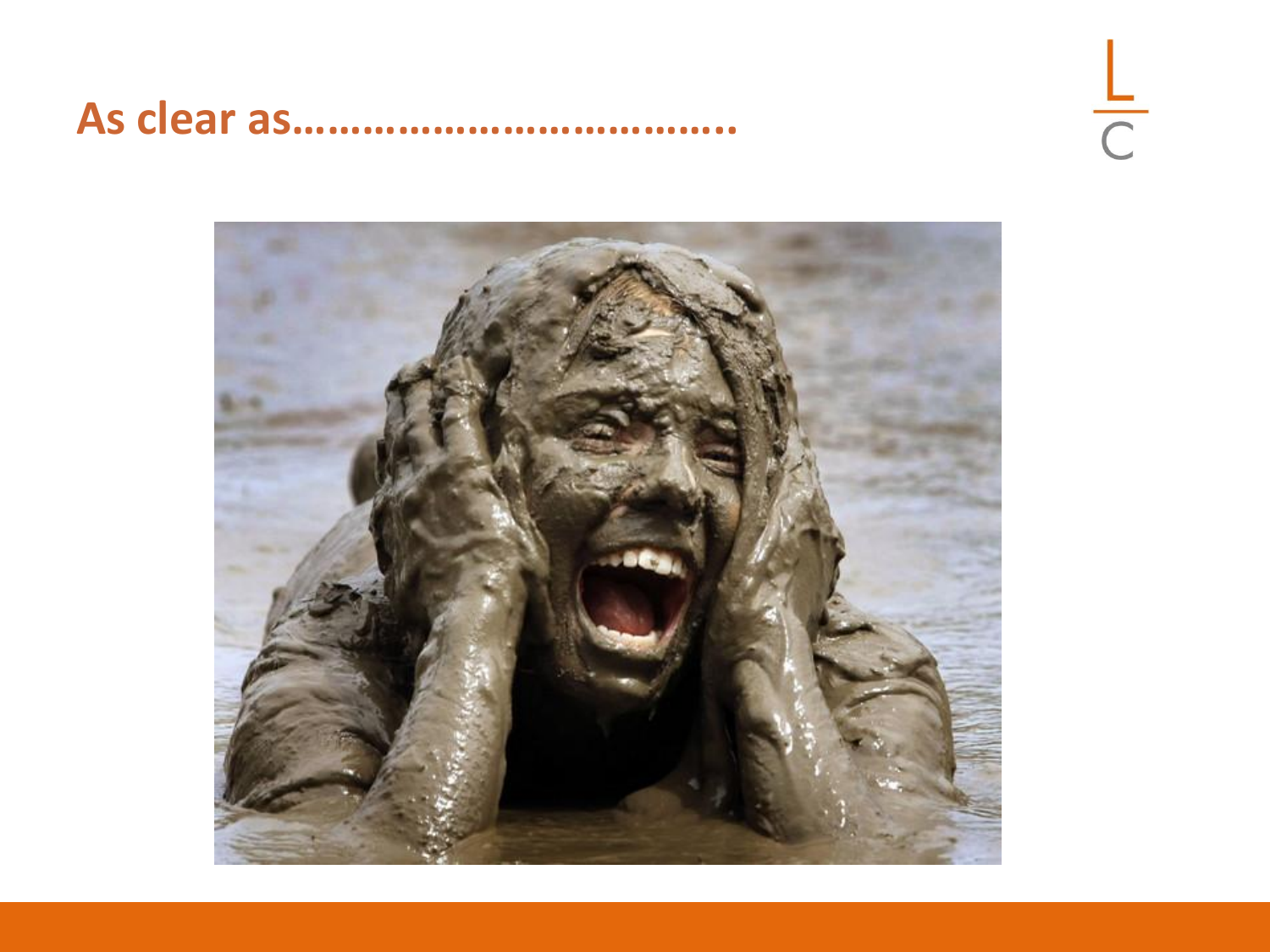## As clear as………………………………..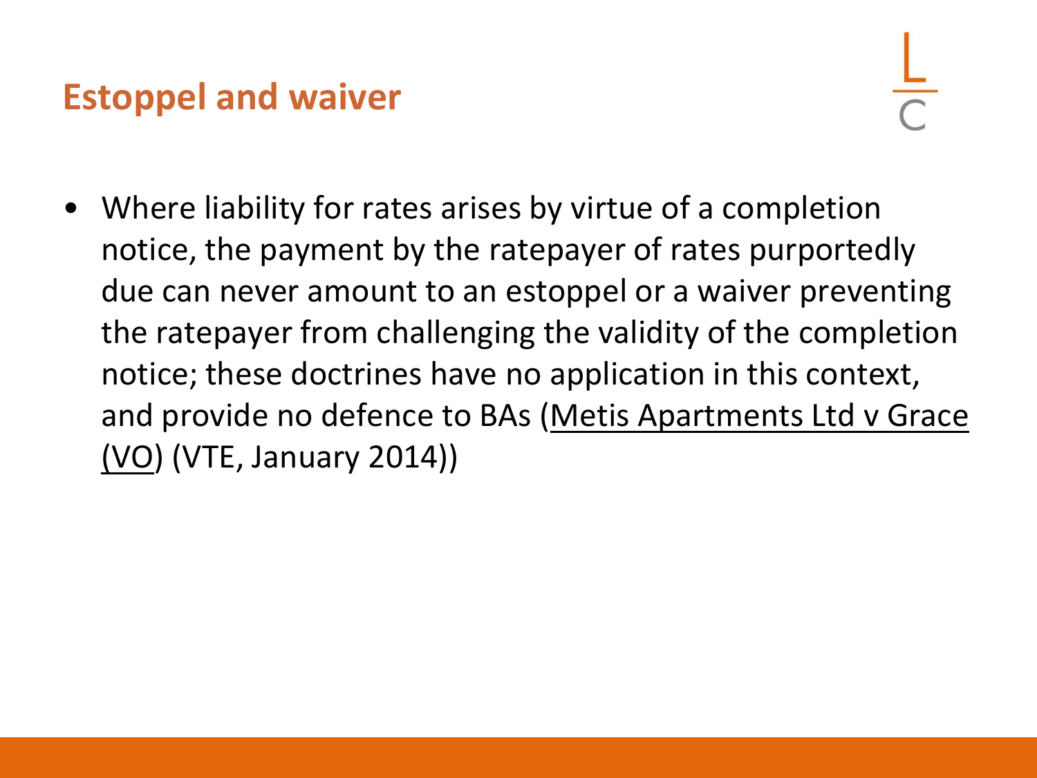# Estoppel and waiver

- Where liability for rates arises by virtue of a completion notice, the payment by the ratepayer of rates purportedly due can never amount to an estoppel or a waiver preventing the ratepayer from challenging the validity of the completion notice; these doctrines have no application in this context, and provide no defence to BAs (Metis Apartments Ltd v Grace (VO) (VTE, January 2014))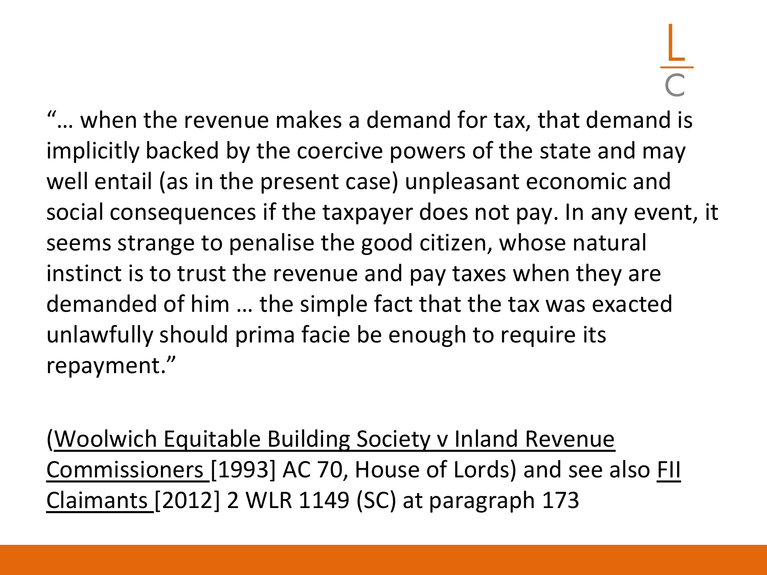"… when the revenue makes a demand for tax, that demand is implicitly backed by the coercive powers of the state and may well entail (as in the present case) unpleasant economic and social consequences if the taxpayer does not pay. In any event, it seems strange to penalise the good citizen, whose natural instinct is to trust the revenue and pay taxes when they are demanded of him … the simple fact that the tax was exacted unlawfully should prima facie be enough to require its repayment."

(Woolwich Equitable Building Society v Inland Revenue Commissioners [1993] AC 70, House of Lords) and see also FII Claimants [2012] 2 WLR 1149 (SC) at paragraph 173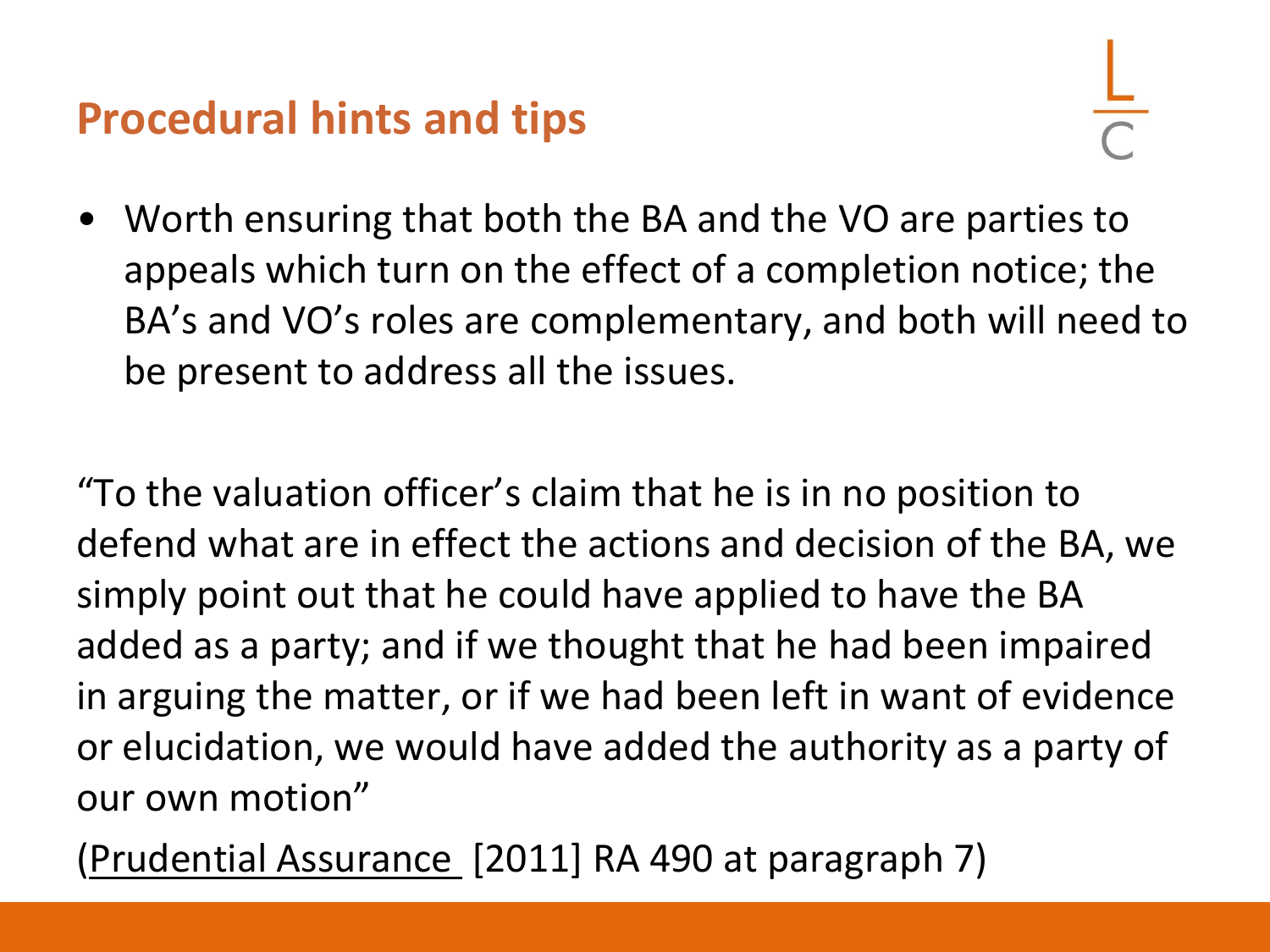## Procedural hints and tips

- Worth ensuring that both the BA and the VO are parties to appeals which turn on the effect of a completion notice; the BA's and VO's roles are complementary, and both will need to be present to address all the issues.

"To the valuation officer's claim that he is in no position to defend what are in effect the actions and decision of the BA, we simply point out that he could have applied to have the BA added as a party; and if we thought that he had been impaired in arguing the matter, or if we had been left in want of evidence or elucidation, we would have added the authority as a party of our own motion"

(Prudential Assurance [2011] RA 490 at paragraph 7)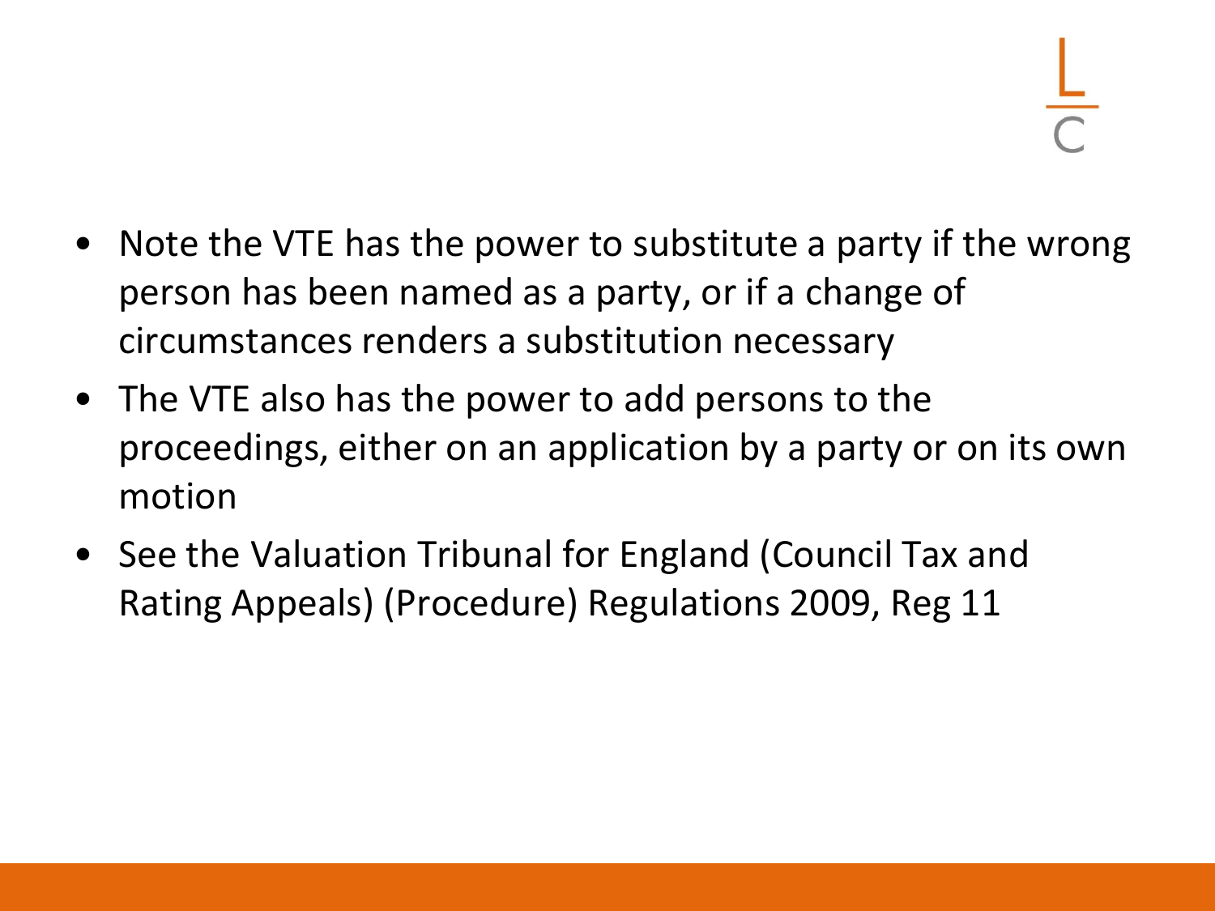- Note the VTE has the power to substitute a party if the wrong person has been named as a party, or if a change of circumstances renders a substitution necessary
- The VTE also has the power to add persons to the proceedings, either on an application by a party or on its own motion
- See the Valuation Tribunal for England (Council Tax and Rating Appeals) (Procedure) Regulations 2009, Reg 11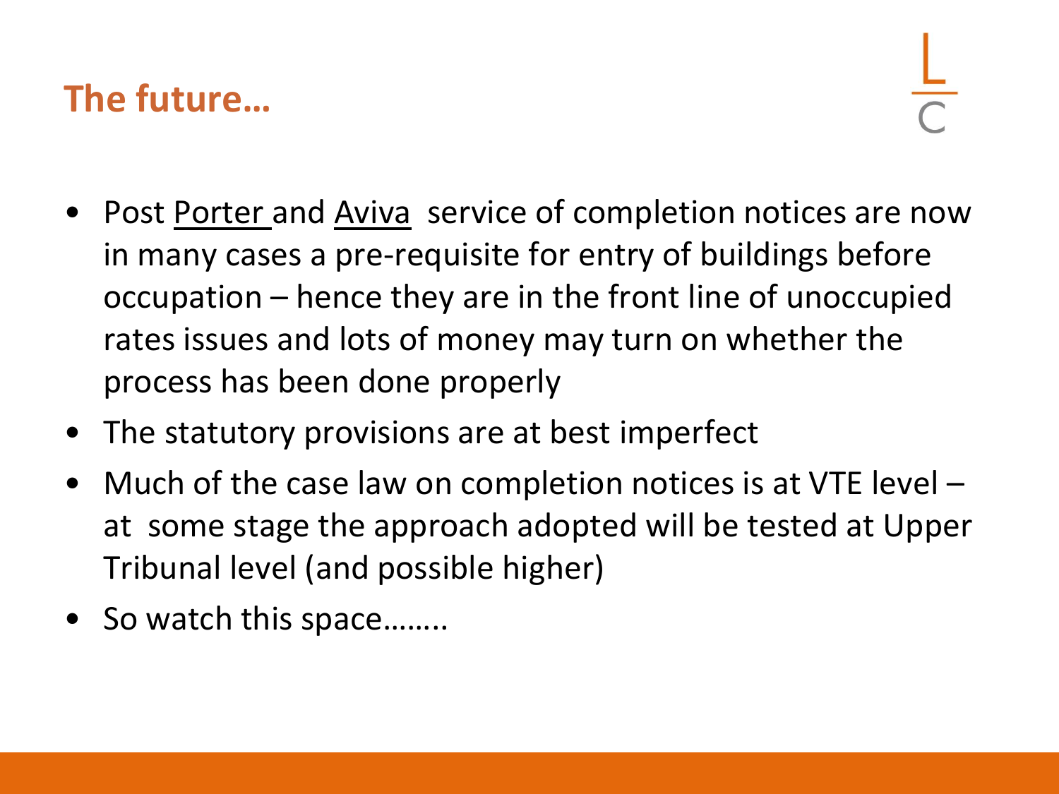## The future…

- Post Porter and Aviva service of completion notices are now in many cases a pre-requisite for entry of buildings before occupation – hence they are in the front line of unoccupied rates issues and lots of money may turn on whether the process has been done properly
- The statutory provisions are at best imperfect
- Much of the case law on completion notices is at VTE level – at some stage the approach adopted will be tested at Upper Tribunal level (and possible higher)
- So watch this space……..